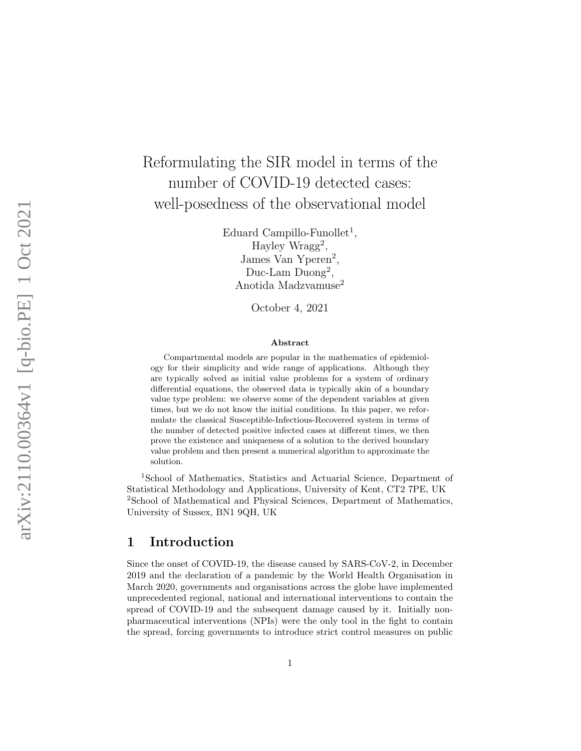// Title, authors, abstract, affiliations and Introduction reproduced as visible; arXiv sidebar and page number omitted.
# Reformulating the SIR model in terms of the number of COVID-19 detected cases: well-posedness of the observational model

Eduard Campillo-Funollet[1],
Hayley Wragg[2],
James Van Yperen[2],
Duc-Lam Duong[2],
Anotida Madzvamuse[2]

October 4, 2021

### Abstract

Compartmental models are popular in the mathematics of epidemiology for their simplicity and wide range of applications. Although they are typically solved as initial value problems for a system of ordinary differential equations, the observed data is typically akin of a boundary value type problem: we observe some of the dependent variables at given times, but we do not know the initial conditions. In this paper, we reformulate the classical Susceptible-Infectious-Recovered system in terms of the number of detected positive infected cases at different times, we then prove the existence and uniqueness of a solution to the derived boundary value problem and then present a numerical algorithm to approximate the solution.

[1]School of Mathematics, Statistics and Actuarial Science, Department of Statistical Methodology and Applications, University of Kent, CT2 7PE, UK
[2]School of Mathematical and Physical Sciences, Department of Mathematics, University of Sussex, BN1 9QH, UK

## 1 Introduction

Since the onset of COVID-19, the disease caused by SARS-CoV-2, in December 2019 and the declaration of a pandemic by the World Health Organisation in March 2020, governments and organisations across the globe have implemented unprecedented regional, national and international interventions to contain the spread of COVID-19 and the subsequent damage caused by it. Initially non-pharmaceutical interventions (NPIs) were the only tool in the fight to contain the spread, forcing governments to introduce strict control measures on public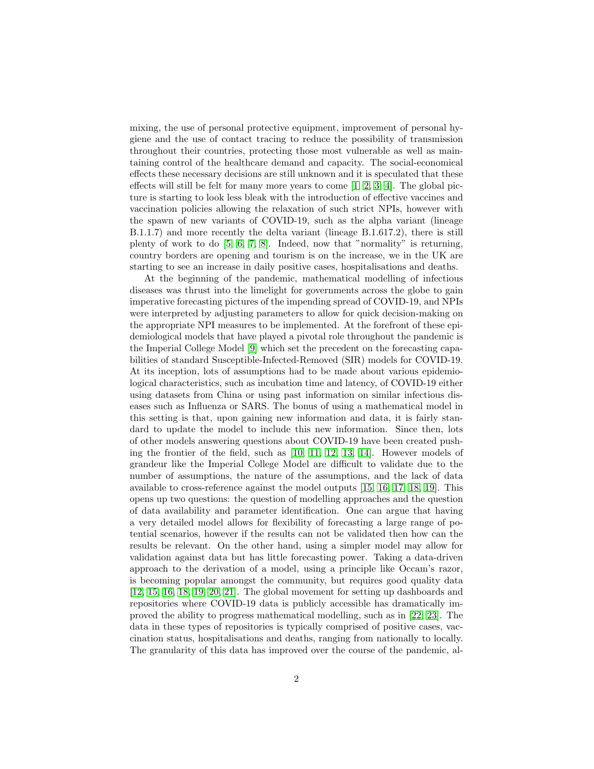mixing, the use of personal protective equipment, improvement of personal hygiene and the use of contact tracing to reduce the possibility of transmission throughout their countries, protecting those most vulnerable as well as maintaining control of the healthcare demand and capacity. The social-economical effects these necessary decisions are still unknown and it is speculated that these effects will still be felt for many more years to come [1, 2, 3, 4]. The global picture is starting to look less bleak with the introduction of effective vaccines and vaccination policies allowing the relaxation of such strict NPIs, however with the spawn of new variants of COVID-19, such as the alpha variant (lineage B.1.1.7) and more recently the delta variant (lineage B.1.617.2), there is still plenty of work to do [5, 6, 7, 8]. Indeed, now that "normality" is returning, country borders are opening and tourism is on the increase, we in the UK are starting to see an increase in daily positive cases, hospitalisations and deaths.

At the beginning of the pandemic, mathematical modelling of infectious diseases was thrust into the limelight for governments across the globe to gain imperative forecasting pictures of the impending spread of COVID-19, and NPIs were interpreted by adjusting parameters to allow for quick decision-making on the appropriate NPI measures to be implemented. At the forefront of these epidemiological models that have played a pivotal role throughout the pandemic is the Imperial College Model [9] which set the precedent on the forecasting capabilities of standard Susceptible-Infected-Removed (SIR) models for COVID-19. At its inception, lots of assumptions had to be made about various epidemiological characteristics, such as incubation time and latency, of COVID-19 either using datasets from China or using past information on similar infectious diseases such as Influenza or SARS. The bonus of using a mathematical model in this setting is that, upon gaining new information and data, it is fairly standard to update the model to include this new information. Since then, lots of other models answering questions about COVID-19 have been created pushing the frontier of the field, such as [10, 11, 12, 13, 14]. However models of grandeur like the Imperial College Model are difficult to validate due to the number of assumptions, the nature of the assumptions, and the lack of data available to cross-reference against the model outputs [15, 16, 17, 18, 19]. This opens up two questions: the question of modelling approaches and the question of data availability and parameter identification. One can argue that having a very detailed model allows for flexibility of forecasting a large range of potential scenarios, however if the results can not be validated then how can the results be relevant. On the other hand, using a simpler model may allow for validation against data but has little forecasting power. Taking a data-driven approach to the derivation of a model, using a principle like Occam's razor, is becoming popular amongst the community, but requires good quality data [12, 15, 16, 18, 19, 20, 21]. The global movement for setting up dashboards and repositories where COVID-19 data is publicly accessible has dramatically improved the ability to progress mathematical modelling, such as in [22, 23]. The data in these types of repositories is typically comprised of positive cases, vaccination status, hospitalisations and deaths, ranging from nationally to locally. The granularity of this data has improved over the course of the pandemic, al-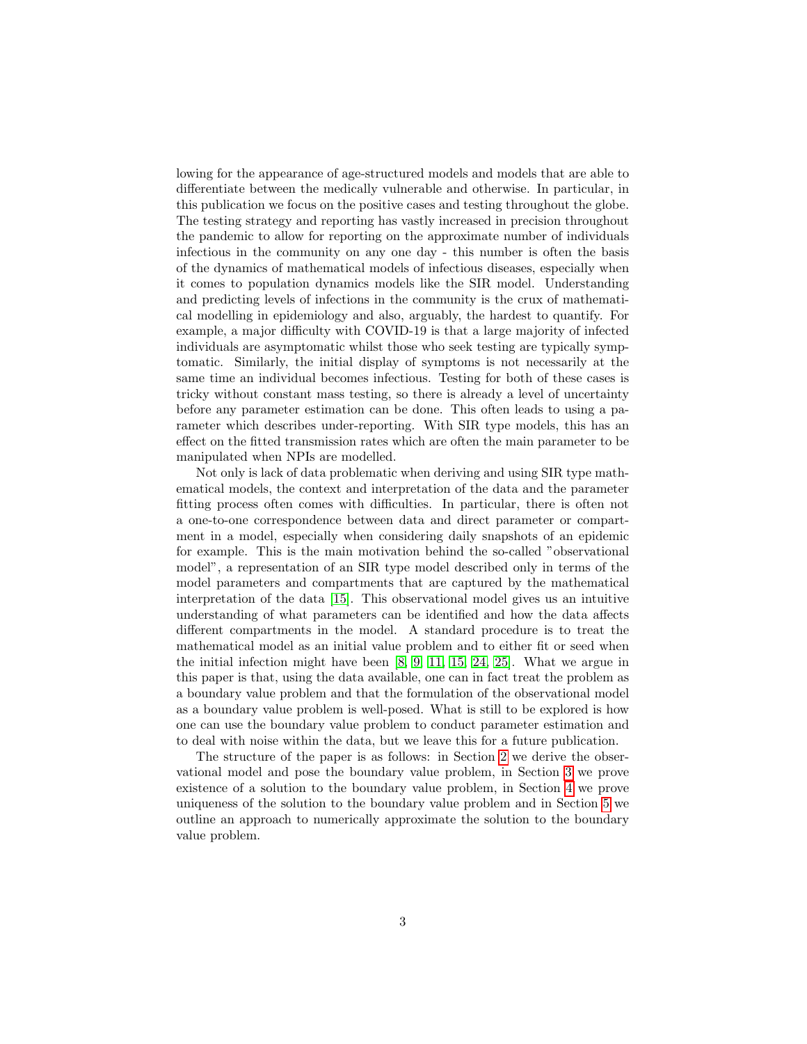lowing for the appearance of age-structured models and models that are able to differentiate between the medically vulnerable and otherwise. In particular, in this publication we focus on the positive cases and testing throughout the globe. The testing strategy and reporting has vastly increased in precision throughout the pandemic to allow for reporting on the approximate number of individuals infectious in the community on any one day - this number is often the basis of the dynamics of mathematical models of infectious diseases, especially when it comes to population dynamics models like the SIR model. Understanding and predicting levels of infections in the community is the crux of mathematical modelling in epidemiology and also, arguably, the hardest to quantify. For example, a major difficulty with COVID-19 is that a large majority of infected individuals are asymptomatic whilst those who seek testing are typically symptomatic. Similarly, the initial display of symptoms is not necessarily at the same time an individual becomes infectious. Testing for both of these cases is tricky without constant mass testing, so there is already a level of uncertainty before any parameter estimation can be done. This often leads to using a parameter which describes under-reporting. With SIR type models, this has an effect on the fitted transmission rates which are often the main parameter to be manipulated when NPIs are modelled.

Not only is lack of data problematic when deriving and using SIR type mathematical models, the context and interpretation of the data and the parameter fitting process often comes with difficulties. In particular, there is often not a one-to-one correspondence between data and direct parameter or compartment in a model, especially when considering daily snapshots of an epidemic for example. This is the main motivation behind the so-called "observational model", a representation of an SIR type model described only in terms of the model parameters and compartments that are captured by the mathematical interpretation of the data [15]. This observational model gives us an intuitive understanding of what parameters can be identified and how the data affects different compartments in the model. A standard procedure is to treat the mathematical model as an initial value problem and to either fit or seed when the initial infection might have been [8, 9, 11, 15, 24, 25]. What we argue in this paper is that, using the data available, one can in fact treat the problem as a boundary value problem and that the formulation of the observational model as a boundary value problem is well-posed. What is still to be explored is how one can use the boundary value problem to conduct parameter estimation and to deal with noise within the data, but we leave this for a future publication.

The structure of the paper is as follows: in Section 2 we derive the observational model and pose the boundary value problem, in Section 3 we prove existence of a solution to the boundary value problem, in Section 4 we prove uniqueness of the solution to the boundary value problem and in Section 5 we outline an approach to numerically approximate the solution to the boundary value problem.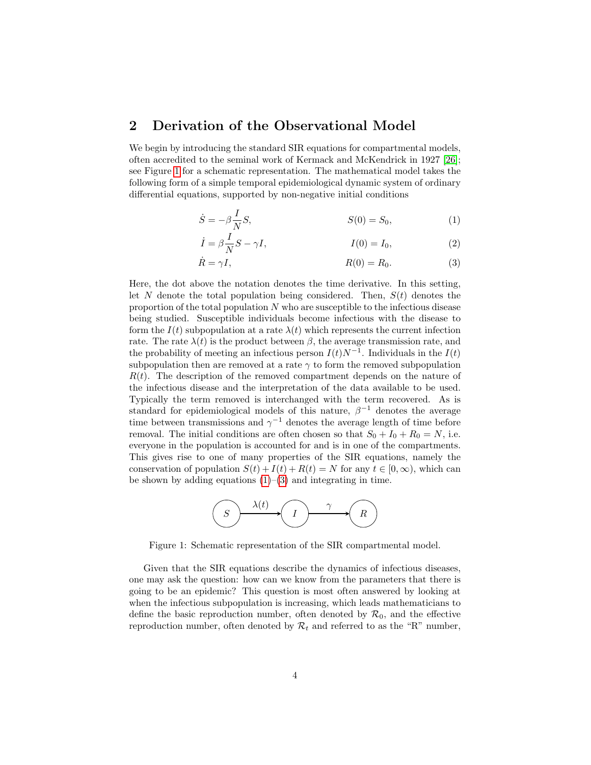## 2 Derivation of the Observational Model

We begin by introducing the standard SIR equations for compartmental models, often accredited to the seminal work of Kermack and McKendrick in 1927 [26]; see Figure 1 for a schematic representation. The mathematical model takes the following form of a simple temporal epidemiological dynamic system of ordinary differential equations, supported by non-negative initial conditions

$$\dot{S} = -\beta \frac{I}{N} S, \qquad S(0) = S_0, \tag{1}$$

$$\dot{I} = \beta \frac{I}{N} S - \gamma I, \qquad I(0) = I_0, \tag{2}$$

$$\dot{R} = \gamma I, \qquad R(0) = R_0. \tag{3}$$

Here, the dot above the notation denotes the time derivative. In this setting, let $N$ denote the total population being considered. Then, $S(t)$ denotes the proportion of the total population $N$ who are susceptible to the infectious disease being studied. Susceptible individuals become infectious with the disease to form the $I(t)$ subpopulation at a rate $\lambda(t)$ which represents the current infection rate. The rate $\lambda(t)$ is the product between $\beta$, the average transmission rate, and the probability of meeting an infectious person $I(t)N^{-1}$. Individuals in the $I(t)$ subpopulation then are removed at a rate $\gamma$ to form the removed subpopulation $R(t)$. The description of the removed compartment depends on the nature of the infectious disease and the interpretation of the data available to be used. Typically the term removed is interchanged with the term recovered. As is standard for epidemiological models of this nature, $\beta^{-1}$ denotes the average time between transmissions and $\gamma^{-1}$ denotes the average length of time before removal. The initial conditions are often chosen so that $S_0 + I_0 + R_0 = N$, i.e. everyone in the population is accounted for and is in one of the compartments. This gives rise to one of many properties of the SIR equations, namely the conservation of population $S(t) + I(t) + R(t) = N$ for any $t \in [0, \infty)$, which can be shown by adding equations (1)–(3) and integrating in time.

$$S \xrightarrow{\lambda(t)} I \xrightarrow{\gamma} R$$

Figure 1: Schematic representation of the SIR compartmental model.

Given that the SIR equations describe the dynamics of infectious diseases, one may ask the question: how can we know from the parameters that there is going to be an epidemic? This question is most often answered by looking at when the infectious subpopulation is increasing, which leads mathematicians to define the basic reproduction number, often denoted by $\mathcal{R}_0$, and the effective reproduction number, often denoted by $\mathcal{R}_t$ and referred to as the "R" number,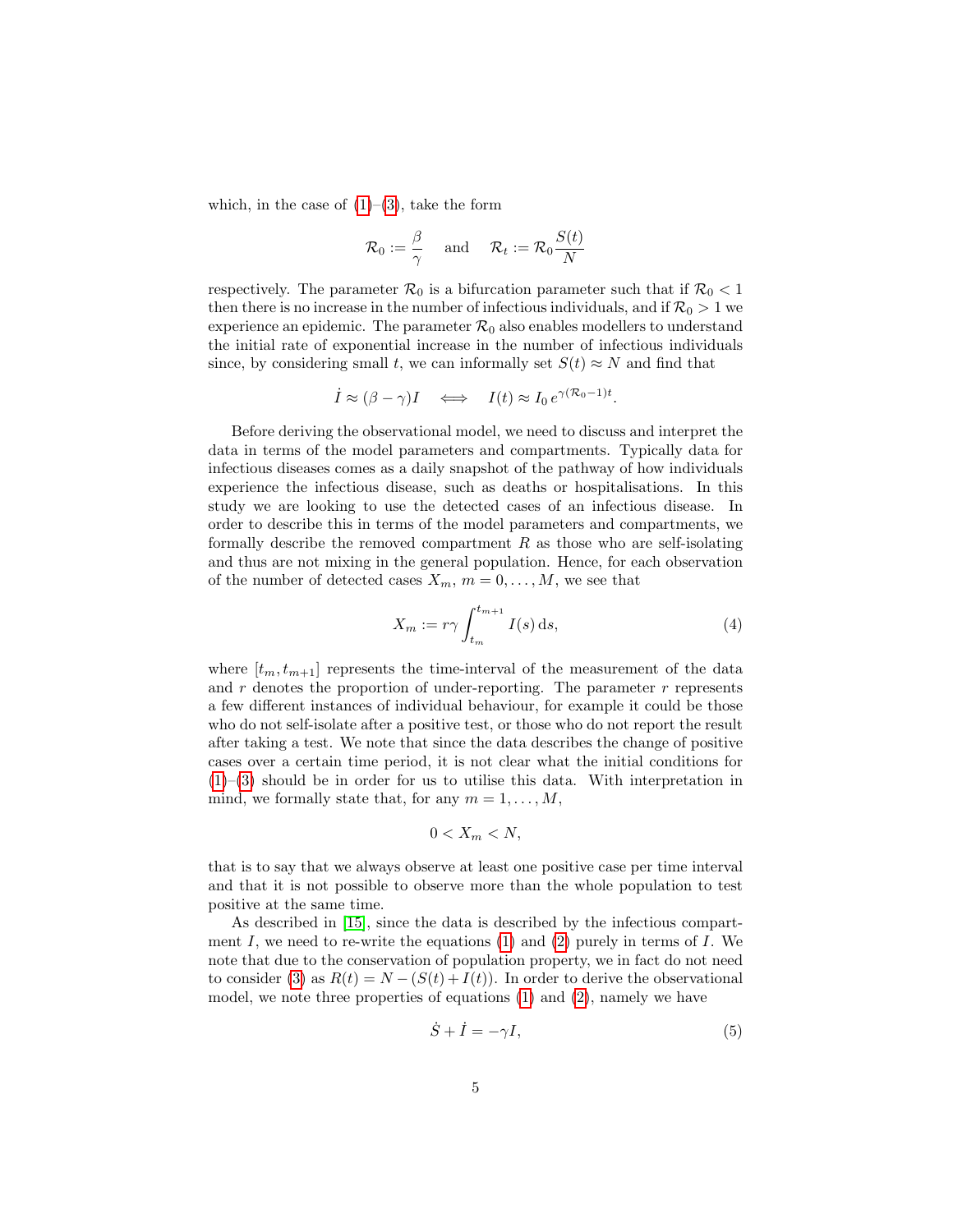which, in the case of (1)–(3), take the form

$$\mathcal{R}_0 := \frac{\beta}{\gamma} \quad \text{and} \quad \mathcal{R}_t := \mathcal{R}_0 \frac{S(t)}{N}$$

respectively. The parameter $\mathcal{R}_0$ is a bifurcation parameter such that if $\mathcal{R}_0 < 1$ then there is no increase in the number of infectious individuals, and if $\mathcal{R}_0 > 1$ we experience an epidemic. The parameter $\mathcal{R}_0$ also enables modellers to understand the initial rate of exponential increase in the number of infectious individuals since, by considering small $t$, we can informally set $S(t) \approx N$ and find that

$$\dot{I} \approx (\beta - \gamma) I \quad \Longleftrightarrow \quad I(t) \approx I_0 \, e^{\gamma(\mathcal{R}_0 - 1)t}.$$

Before deriving the observational model, we need to discuss and interpret the data in terms of the model parameters and compartments. Typically data for infectious diseases comes as a daily snapshot of the pathway of how individuals experience the infectious disease, such as deaths or hospitalisations. In this study we are looking to use the detected cases of an infectious disease. In order to describe this in terms of the model parameters and compartments, we formally describe the removed compartment $R$ as those who are self-isolating and thus are not mixing in the general population. Hence, for each observation of the number of detected cases $X_m$, $m = 0, \dots, M$, we see that

$$X_m := r\gamma \int_{t_m}^{t_{m+1}} I(s) \, \mathrm{d}s, \tag{4}$$

where $[t_m, t_{m+1}]$ represents the time-interval of the measurement of the data and $r$ denotes the proportion of under-reporting. The parameter $r$ represents a few different instances of individual behaviour, for example it could be those who do not self-isolate after a positive test, or those who do not report the result after taking a test. We note that since the data describes the change of positive cases over a certain time period, it is not clear what the initial conditions for (1)–(3) should be in order for us to utilise this data. With interpretation in mind, we formally state that, for any $m = 1, \dots, M$,

$$0 < X_m < N,$$

that is to say that we always observe at least one positive case per time interval and that it is not possible to observe more than the whole population to test positive at the same time.

As described in [15], since the data is described by the infectious compartment $I$, we need to re-write the equations (1) and (2) purely in terms of $I$. We note that due to the conservation of population property, we in fact do not need to consider (3) as $R(t) = N - (S(t) + I(t))$. In order to derive the observational model, we note three properties of equations (1) and (2), namely we have

$$\dot{S} + \dot{I} = -\gamma I, \tag{5}$$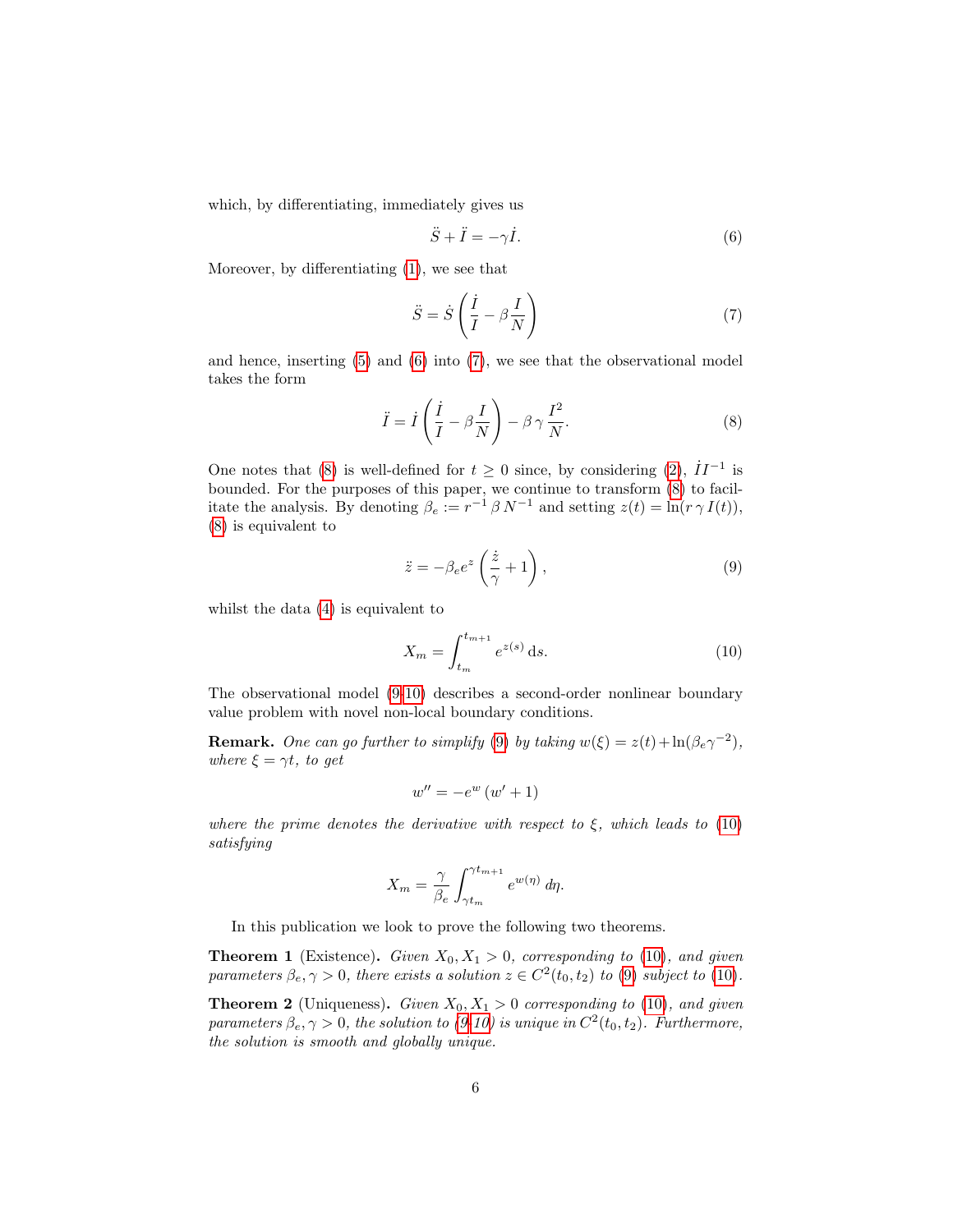which, by differentiating, immediately gives us

$$\ddot{S} + \ddot{I} = -\gamma \dot{I}. \tag{6}$$

Moreover, by differentiating (1), we see that

$$\ddot{S} = \dot{S}\left(\frac{\dot{I}}{I} - \beta \frac{I}{N}\right) \tag{7}$$

and hence, inserting (5) and (6) into (7), we see that the observational model takes the form

$$\ddot{I} = \dot{I}\left(\frac{\dot{I}}{I} - \beta \frac{I}{N}\right) - \beta\,\gamma\,\frac{I^2}{N}. \tag{8}$$

One notes that (8) is well-defined for $t \geq 0$ since, by considering (2), $\dot{I}I^{-1}$ is bounded. For the purposes of this paper, we continue to transform (8) to facilitate the analysis. By denoting $\beta_e := r^{-1}\,\beta\,N^{-1}$ and setting $z(t) = \ln(r\,\gamma\,I(t))$, (8) is equivalent to

$$\ddot{z} = -\beta_e e^z\left(\frac{\dot{z}}{\gamma} + 1\right), \tag{9}$$

whilst the data (4) is equivalent to

$$X_m = \int_{t_m}^{t_{m+1}} e^{z(s)}\,\mathrm{d}s. \tag{10}$$

The observational model (9,10) describes a second-order nonlinear boundary value problem with novel non-local boundary conditions.

**Remark.** *One can go further to simplify (9) by taking $w(\xi) = z(t) + \ln(\beta_e\gamma^{-2})$, where $\xi = \gamma t$, to get*

$$w'' = -e^w\,(w' + 1)$$

*where the prime denotes the derivative with respect to $\xi$, which leads to (10) satisfying*

$$X_m = \frac{\gamma}{\beta_e}\int_{\gamma t_m}^{\gamma t_{m+1}} e^{w(\eta)}\,d\eta.$$

In this publication we look to prove the following two theorems.

**Theorem 1** (Existence)**.** *Given $X_0, X_1 > 0$, corresponding to (10), and given parameters $\beta_e, \gamma > 0$, there exists a solution $z \in C^2(t_0, t_2)$ to (9) subject to (10).*

**Theorem 2** (Uniqueness)**.** *Given $X_0, X_1 > 0$ corresponding to (10), and given parameters $\beta_e, \gamma > 0$, the solution to (9,10) is unique in $C^2(t_0, t_2)$. Furthermore, the solution is smooth and globally unique.*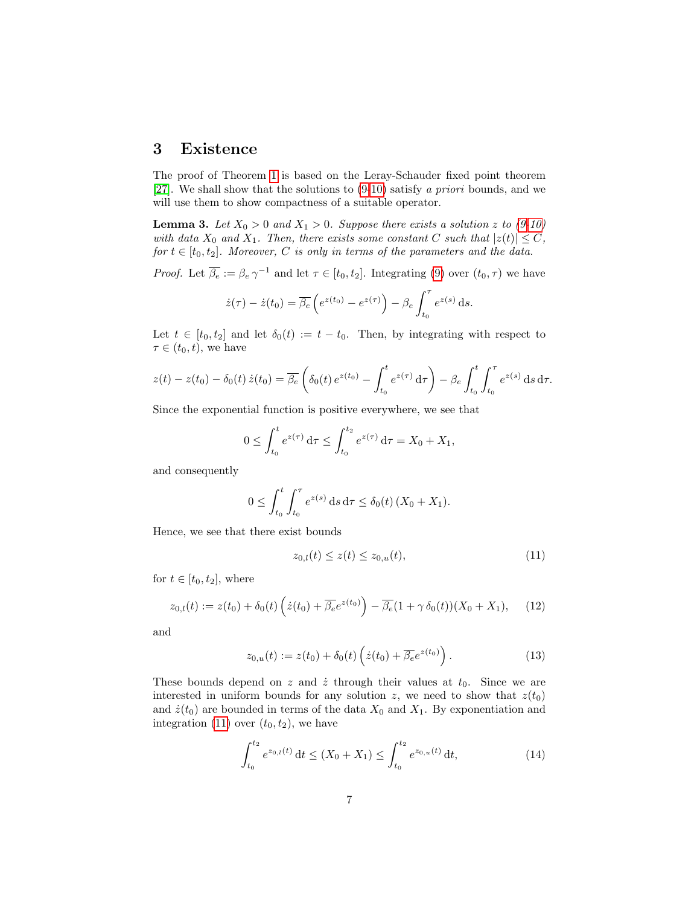## 3 Existence

The proof of Theorem 1 is based on the Leray-Schauder fixed point theorem [27]. We shall show that the solutions to (9-10) satisfy *a priori* bounds, and we will use them to show compactness of a suitable operator.

**Lemma 3.** *Let $X_0 > 0$ and $X_1 > 0$. Suppose there exists a solution $z$ to (9-10) with data $X_0$ and $X_1$. Then, there exists some constant $C$ such that $|z(t)| \leq C$, for $t \in [t_0, t_2]$. Moreover, $C$ is only in terms of the parameters and the data.*

*Proof.* Let $\overline{\beta_e} := \beta_e \, \gamma^{-1}$ and let $\tau \in [t_0, t_2]$. Integrating (9) over $(t_0, \tau)$ we have

$$\dot{z}(\tau) - \dot{z}(t_0) = \overline{\beta_e} \left( e^{z(t_0)} - e^{z(\tau)} \right) - \beta_e \int_{t_0}^{\tau} e^{z(s)} \, \mathrm{d}s.$$

Let $t \in [t_0, t_2]$ and let $\delta_0(t) := t - t_0$. Then, by integrating with respect to $\tau \in (t_0, t)$, we have

$$z(t) - z(t_0) - \delta_0(t) \, \dot{z}(t_0) = \overline{\beta_e} \left( \delta_0(t) \, e^{z(t_0)} - \int_{t_0}^{t} e^{z(\tau)} \, \mathrm{d}\tau \right) - \beta_e \int_{t_0}^{t} \int_{t_0}^{\tau} e^{z(s)} \, \mathrm{d}s \, \mathrm{d}\tau.$$

Since the exponential function is positive everywhere, we see that

$$0 \leq \int_{t_0}^{t} e^{z(\tau)} \, \mathrm{d}\tau \leq \int_{t_0}^{t_2} e^{z(\tau)} \, \mathrm{d}\tau = X_0 + X_1,$$

and consequently

$$0 \leq \int_{t_0}^{t} \int_{t_0}^{\tau} e^{z(s)} \, \mathrm{d}s \, \mathrm{d}\tau \leq \delta_0(t) \, (X_0 + X_1).$$

Hence, we see that there exist bounds

$$z_{0,l}(t) \leq z(t) \leq z_{0,u}(t), \tag{11}$$

for $t \in [t_0, t_2]$, where

$$z_{0,l}(t) := z(t_0) + \delta_0(t) \left( \dot{z}(t_0) + \overline{\beta_e} e^{z(t_0)} \right) - \overline{\beta_e} (1 + \gamma \, \delta_0(t)) (X_0 + X_1), \tag{12}$$

and

$$z_{0,u}(t) := z(t_0) + \delta_0(t) \left( \dot{z}(t_0) + \overline{\beta_e} e^{z(t_0)} \right). \tag{13}$$

These bounds depend on $z$ and $\dot{z}$ through their values at $t_0$. Since we are interested in uniform bounds for any solution $z$, we need to show that $z(t_0)$ and $\dot{z}(t_0)$ are bounded in terms of the data $X_0$ and $X_1$. By exponentiation and integration (11) over $(t_0, t_2)$, we have

$$\int_{t_0}^{t_2} e^{z_{0,l}(t)} \, \mathrm{d}t \leq (X_0 + X_1) \leq \int_{t_0}^{t_2} e^{z_{0,u}(t)} \, \mathrm{d}t, \tag{14}$$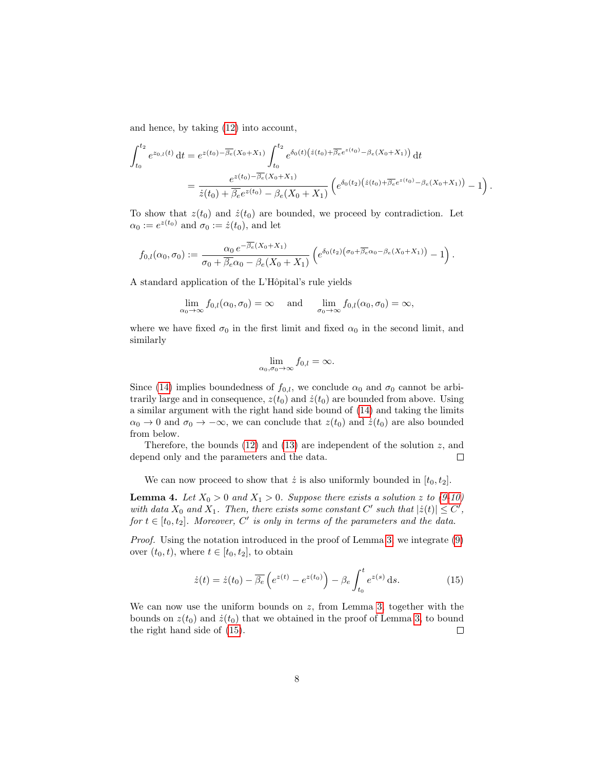and hence, by taking (12) into account,

$$
\begin{aligned}
\int_{t_0}^{t_2} e^{z_{0,l}(t)}\,\mathrm{d}t &= e^{z(t_0)-\overline{\beta_e}(X_0+X_1)} \int_{t_0}^{t_2} e^{\delta_0(t)\left(\dot z(t_0)+\overline{\beta_e}e^{z(t_0)}-\beta_e(X_0+X_1)\right)}\,\mathrm{d}t \\
&= \frac{e^{z(t_0)-\overline{\beta_e}(X_0+X_1)}}{\dot z(t_0)+\overline{\beta_e}e^{z(t_0)}-\beta_e(X_0+X_1)} \left(e^{\delta_0(t_2)\left(\dot z(t_0)+\overline{\beta_e}e^{z(t_0)}-\beta_e(X_0+X_1)\right)}-1\right).
\end{aligned}
$$

To show that $z(t_0)$ and $\dot z(t_0)$ are bounded, we proceed by contradiction. Let $\alpha_0 := e^{z(t_0)}$ and $\sigma_0 := \dot z(t_0)$, and let

$$
f_{0,l}(\alpha_0,\sigma_0) := \frac{\alpha_0\, e^{-\overline{\beta_e}(X_0+X_1)}}{\sigma_0+\overline{\beta_e}\alpha_0-\beta_e(X_0+X_1)} \left(e^{\delta_0(t_2)\left(\sigma_0+\overline{\beta_e}\alpha_0-\beta_e(X_0+X_1)\right)}-1\right).
$$

A standard application of the L'Hôpital's rule yields

$$
\lim_{\alpha_0\to\infty} f_{0,l}(\alpha_0,\sigma_0)=\infty \quad \text{ and } \quad \lim_{\sigma_0\to\infty} f_{0,l}(\alpha_0,\sigma_0)=\infty,
$$

where we have fixed $\sigma_0$ in the first limit and fixed $\alpha_0$ in the second limit, and similarly

$$
\lim_{\alpha_0,\sigma_0\to\infty} f_{0,l}=\infty.
$$

Since (14) implies boundedness of $f_{0,l}$, we conclude $\alpha_0$ and $\sigma_0$ cannot be arbitrarily large and in consequence, $z(t_0)$ and $\dot z(t_0)$ are bounded from above. Using a similar argument with the right hand side bound of (14) and taking the limits $\alpha_0 \to 0$ and $\sigma_0 \to -\infty$, we can conclude that $z(t_0)$ and $\dot z(t_0)$ are also bounded from below.

Therefore, the bounds (12) and (13) are independent of the solution $z$, and depend only and the parameters and the data. □

We can now proceed to show that $\dot z$ is also uniformly bounded in $[t_0, t_2]$.

**Lemma 4.** *Let $X_0 > 0$ and $X_1 > 0$. Suppose there exists a solution $z$ to (9-10) with data $X_0$ and $X_1$. Then, there exists some constant $C'$ such that $|\dot z(t)| \le C'$, for $t \in [t_0, t_2]$. Moreover, $C'$ is only in terms of the parameters and the data.*

*Proof.* Using the notation introduced in the proof of Lemma 3, we integrate (9) over $(t_0, t)$, where $t \in [t_0, t_2]$, to obtain

$$
\dot z(t) = \dot z(t_0) - \overline{\beta_e}\left(e^{z(t)} - e^{z(t_0)}\right) - \beta_e \int_{t_0}^{t} e^{z(s)}\,\mathrm{d}s. \tag{15}
$$

We can now use the uniform bounds on $z$, from Lemma 3, together with the bounds on $z(t_0)$ and $\dot z(t_0)$ that we obtained in the proof of Lemma 3, to bound the right hand side of (15). □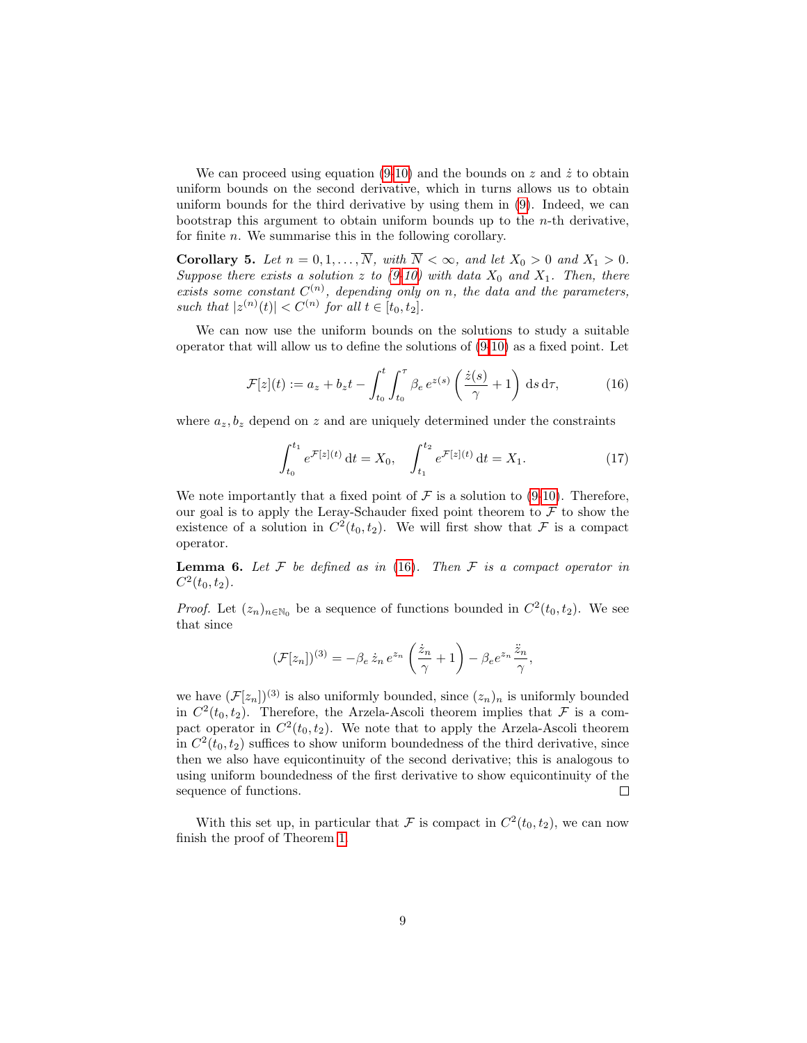We can proceed using equation (9-10) and the bounds on $z$ and $\dot{z}$ to obtain uniform bounds on the second derivative, which in turns allows us to obtain uniform bounds for the third derivative by using them in (9). Indeed, we can bootstrap this argument to obtain uniform bounds up to the $n$-th derivative, for finite $n$. We summarise this in the following corollary.

**Corollary 5.** *Let $n = 0, 1, \ldots, \overline{N}$, with $\overline{N} < \infty$, and let $X_0 > 0$ and $X_1 > 0$. Suppose there exists a solution $z$ to (9-10) with data $X_0$ and $X_1$. Then, there exists some constant $C^{(n)}$, depending only on $n$, the data and the parameters, such that $|z^{(n)}(t)| < C^{(n)}$ for all $t \in [t_0, t_2]$.*

We can now use the uniform bounds on the solutions to study a suitable operator that will allow us to define the solutions of (9-10) as a fixed point. Let

$$\mathcal{F}[z](t) := a_z + b_z t - \int_{t_0}^{t} \int_{t_0}^{\tau} \beta_e \, e^{z(s)} \left( \frac{\dot{z}(s)}{\gamma} + 1 \right) \mathrm{d}s \, \mathrm{d}\tau, \tag{16}$$

where $a_z, b_z$ depend on $z$ and are uniquely determined under the constraints

$$\int_{t_0}^{t_1} e^{\mathcal{F}[z](t)} \, \mathrm{d}t = X_0, \quad \int_{t_1}^{t_2} e^{\mathcal{F}[z](t)} \, \mathrm{d}t = X_1. \tag{17}$$

We note importantly that a fixed point of $\mathcal{F}$ is a solution to (9-10). Therefore, our goal is to apply the Leray-Schauder fixed point theorem to $\mathcal{F}$ to show the existence of a solution in $C^2(t_0, t_2)$. We will first show that $\mathcal{F}$ is a compact operator.

**Lemma 6.** *Let $\mathcal{F}$ be defined as in (16). Then $\mathcal{F}$ is a compact operator in $C^2(t_0, t_2)$.*

*Proof.* Let $(z_n)_{n \in \mathbb{N}_0}$ be a sequence of functions bounded in $C^2(t_0, t_2)$. We see that since

$$(\mathcal{F}[z_n])^{(3)} = -\beta_e \, \dot{z}_n \, e^{z_n} \left( \frac{\dot{z}_n}{\gamma} + 1 \right) - \beta_e e^{z_n} \frac{\ddot{z}_n}{\gamma},$$

we have $(\mathcal{F}[z_n])^{(3)}$ is also uniformly bounded, since $(z_n)_n$ is uniformly bounded in $C^2(t_0, t_2)$. Therefore, the Arzela-Ascoli theorem implies that $\mathcal{F}$ is a compact operator in $C^2(t_0, t_2)$. We note that to apply the Arzela-Ascoli theorem in $C^2(t_0, t_2)$ suffices to show uniform boundedness of the third derivative, since then we also have equicontinuity of the second derivative; this is analogous to using uniform boundedness of the first derivative to show equicontinuity of the sequence of functions. $\square$

With this set up, in particular that $\mathcal{F}$ is compact in $C^2(t_0, t_2)$, we can now finish the proof of Theorem 1.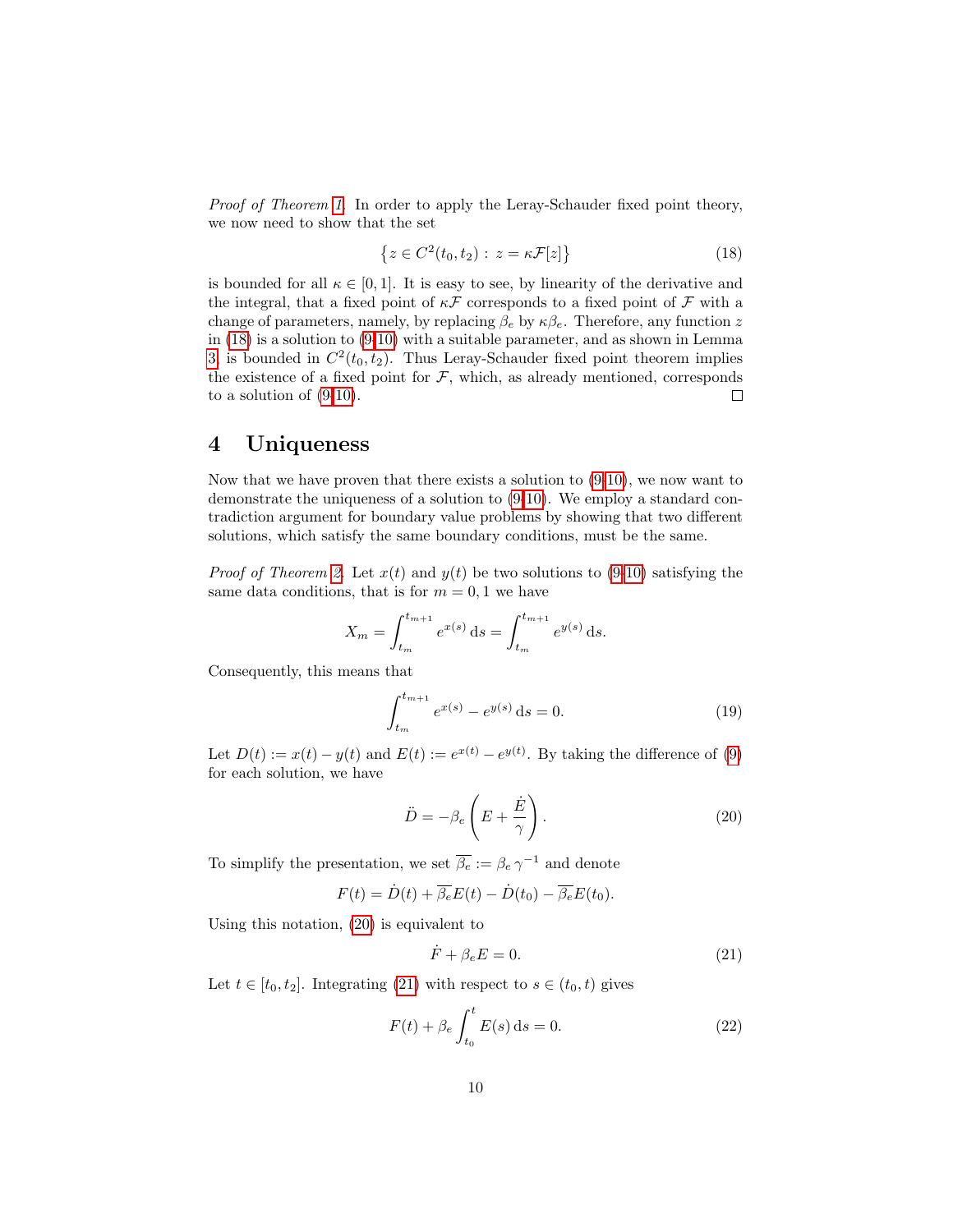*Proof of Theorem 1.* In order to apply the Leray-Schauder fixed point theory, we now need to show that the set

$$\left\{z \in C^2(t_0, t_2) : z = \kappa\mathcal{F}[z]\right\} \tag{18}$$

is bounded for all $\kappa \in [0, 1]$. It is easy to see, by linearity of the derivative and the integral, that a fixed point of $\kappa\mathcal{F}$ corresponds to a fixed point of $\mathcal{F}$ with a change of parameters, namely, by replacing $\beta_e$ by $\kappa\beta_e$. Therefore, any function $z$ in (18) is a solution to (9-10) with a suitable parameter, and as shown in Lemma 3, is bounded in $C^2(t_0, t_2)$. Thus Leray-Schauder fixed point theorem implies the existence of a fixed point for $\mathcal{F}$, which, as already mentioned, corresponds to a solution of (9-10). □

# 4 Uniqueness

Now that we have proven that there exists a solution to (9-10), we now want to demonstrate the uniqueness of a solution to (9-10). We employ a standard contradiction argument for boundary value problems by showing that two different solutions, which satisfy the same boundary conditions, must be the same.

*Proof of Theorem 2.* Let $x(t)$ and $y(t)$ be two solutions to (9-10) satisfying the same data conditions, that is for $m = 0, 1$ we have

$$X_m = \int_{t_m}^{t_{m+1}} e^{x(s)}\,\mathrm{d}s = \int_{t_m}^{t_{m+1}} e^{y(s)}\,\mathrm{d}s.$$

Consequently, this means that

$$\int_{t_m}^{t_{m+1}} e^{x(s)} - e^{y(s)}\,\mathrm{d}s = 0. \tag{19}$$

Let $D(t) := x(t) - y(t)$ and $E(t) := e^{x(t)} - e^{y(t)}$. By taking the difference of (9) for each solution, we have

$$\ddot{D} = -\beta_e\left(E + \frac{\dot{E}}{\gamma}\right). \tag{20}$$

To simplify the presentation, we set $\overline{\beta_e} := \beta_e\,\gamma^{-1}$ and denote

$$F(t) = \dot{D}(t) + \overline{\beta_e}E(t) - \dot{D}(t_0) - \overline{\beta_e}E(t_0).$$

Using this notation, (20) is equivalent to

$$\dot{F} + \beta_e E = 0. \tag{21}$$

Let $t \in [t_0, t_2]$. Integrating (21) with respect to $s \in (t_0, t)$ gives

$$F(t) + \beta_e \int_{t_0}^{t} E(s)\,\mathrm{d}s = 0. \tag{22}$$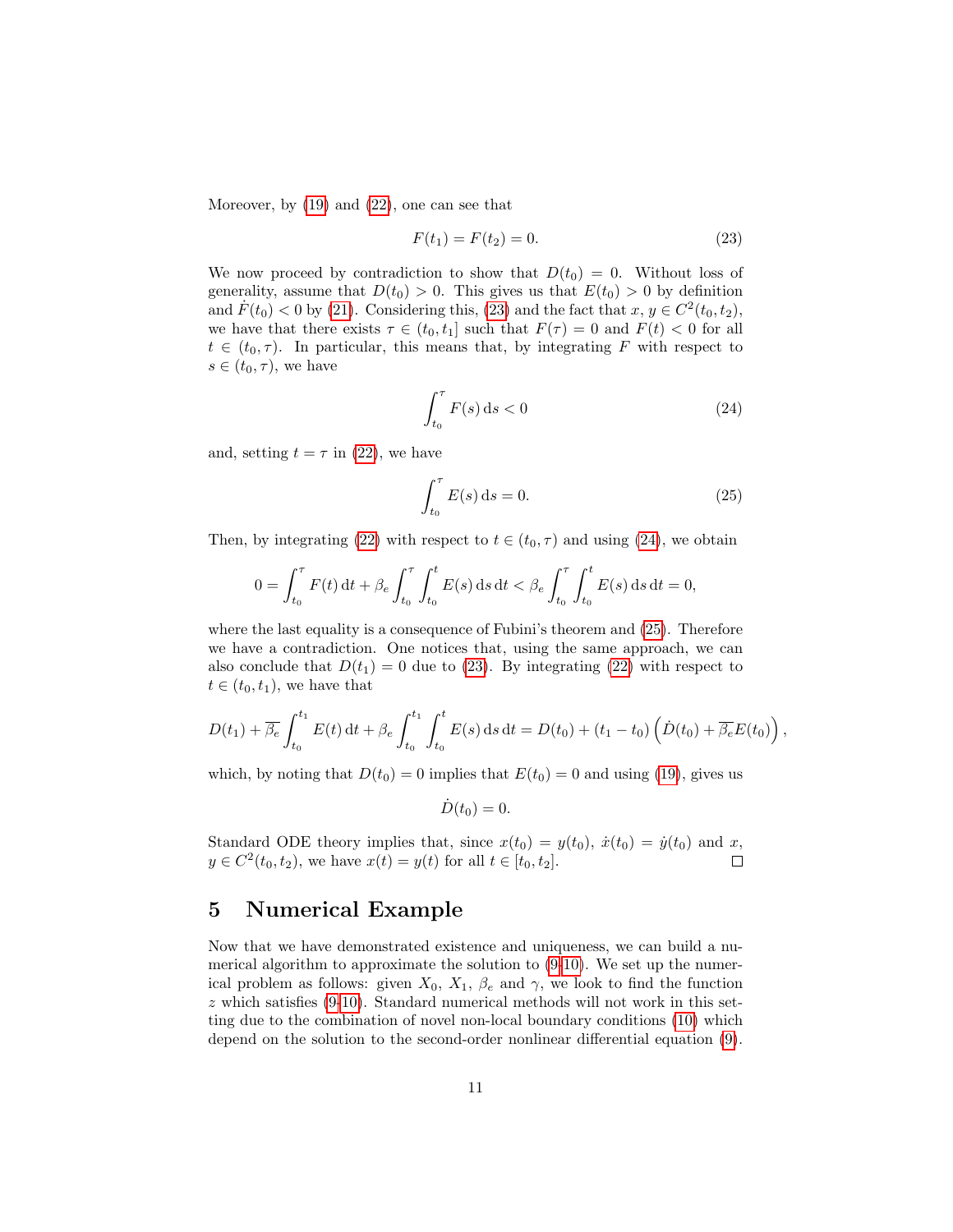Moreover, by (19) and (22), one can see that

$$F(t_1) = F(t_2) = 0. \tag{23}$$

We now proceed by contradiction to show that $D(t_0) = 0$. Without loss of generality, assume that $D(t_0) > 0$. This gives us that $E(t_0) > 0$ by definition and $\dot{F}(t_0) < 0$ by (21). Considering this, (23) and the fact that $x, y \in C^2(t_0, t_2)$, we have that there exists $\tau \in (t_0, t_1]$ such that $F(\tau) = 0$ and $F(t) < 0$ for all $t \in (t_0, \tau)$. In particular, this means that, by integrating $F$ with respect to $s \in (t_0, \tau)$, we have

$$\int_{t_0}^{\tau} F(s) \, \mathrm{d}s < 0 \tag{24}$$

and, setting $t = \tau$ in (22), we have

$$\int_{t_0}^{\tau} E(s) \, \mathrm{d}s = 0. \tag{25}$$

Then, by integrating (22) with respect to $t \in (t_0, \tau)$ and using (24), we obtain

$$0 = \int_{t_0}^{\tau} F(t) \, \mathrm{d}t + \beta_e \int_{t_0}^{\tau} \int_{t_0}^{t} E(s) \, \mathrm{d}s \, \mathrm{d}t < \beta_e \int_{t_0}^{\tau} \int_{t_0}^{t} E(s) \, \mathrm{d}s \, \mathrm{d}t = 0,$$

where the last equality is a consequence of Fubini's theorem and (25). Therefore we have a contradiction. One notices that, using the same approach, we can also conclude that $D(t_1) = 0$ due to (23). By integrating (22) with respect to $t \in (t_0, t_1)$, we have that

$$D(t_1) + \overline{\beta_e} \int_{t_0}^{t_1} E(t) \, \mathrm{d}t + \beta_e \int_{t_0}^{t_1} \int_{t_0}^{t} E(s) \, \mathrm{d}s \, \mathrm{d}t = D(t_0) + (t_1 - t_0) \left( \dot{D}(t_0) + \overline{\beta_e} E(t_0) \right),$$

which, by noting that $D(t_0) = 0$ implies that $E(t_0) = 0$ and using (19), gives us

$$\dot{D}(t_0) = 0.$$

Standard ODE theory implies that, since $x(t_0) = y(t_0)$, $\dot{x}(t_0) = \dot{y}(t_0)$ and $x$, $y \in C^2(t_0, t_2)$, we have $x(t) = y(t)$ for all $t \in [t_0, t_2]$. □

## 5 Numerical Example

Now that we have demonstrated existence and uniqueness, we can build a numerical algorithm to approximate the solution to (9-10). We set up the numerical problem as follows: given $X_0$, $X_1$, $\beta_e$ and $\gamma$, we look to find the function $z$ which satisfies (9-10). Standard numerical methods will not work in this setting due to the combination of novel non-local boundary conditions (10) which depend on the solution to the second-order nonlinear differential equation (9).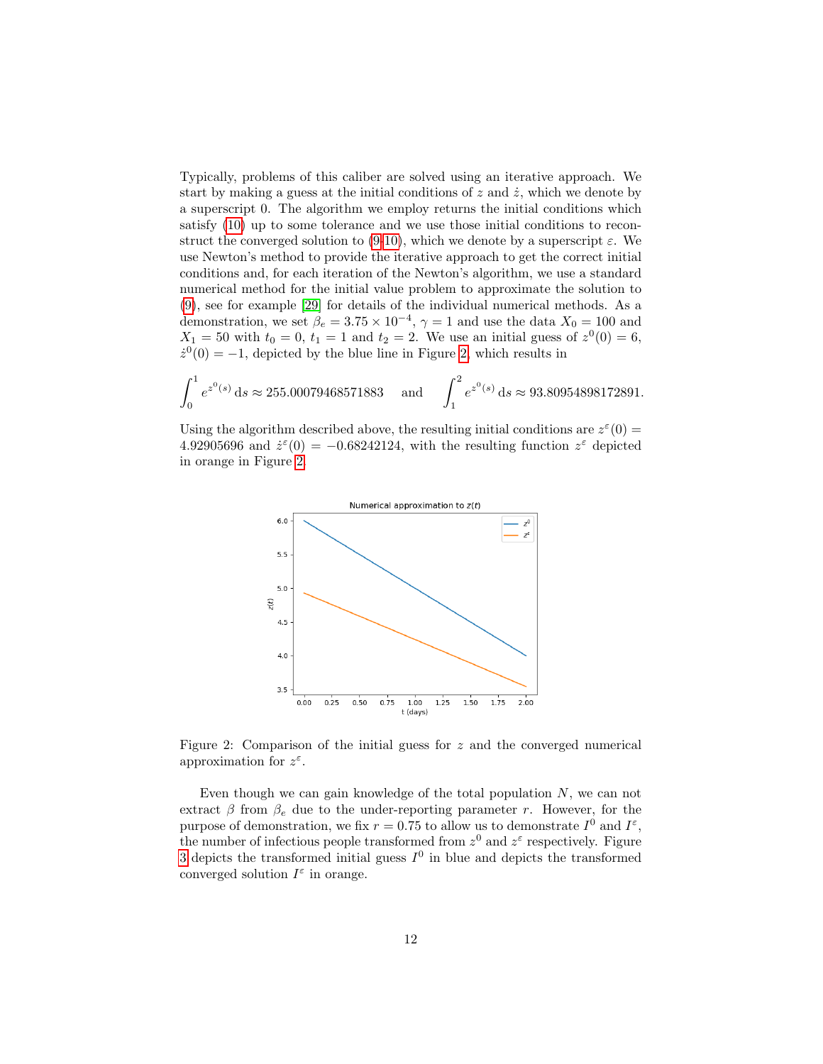Typically, problems of this caliber are solved using an iterative approach. We start by making a guess at the initial conditions of $z$ and $\dot{z}$, which we denote by a superscript 0. The algorithm we employ returns the initial conditions which satisfy (10) up to some tolerance and we use those initial conditions to reconstruct the converged solution to (9-10), which we denote by a superscript $\varepsilon$. We use Newton's method to provide the iterative approach to get the correct initial conditions and, for each iteration of the Newton's algorithm, we use a standard numerical method for the initial value problem to approximate the solution to (9), see for example [29] for details of the individual numerical methods. As a demonstration, we set $\beta_e = 3.75 \times 10^{-4}$, $\gamma = 1$ and use the data $X_0 = 100$ and $X_1 = 50$ with $t_0 = 0$, $t_1 = 1$ and $t_2 = 2$. We use an initial guess of $z^0(0) = 6$, $\dot{z}^0(0) = -1$, depicted by the blue line in Figure 2, which results in

$$\int_0^1 e^{z^0(s)}\,\mathrm{d}s \approx 255.00079468571883 \quad \text{and} \quad \int_1^2 e^{z^0(s)}\,\mathrm{d}s \approx 93.80954898172891.$$

Using the algorithm described above, the resulting initial conditions are $z^\varepsilon(0) = 4.92905696$ and $\dot{z}^\varepsilon(0) = -0.68242124$, with the resulting function $z^\varepsilon$ depicted in orange in Figure 2.

Figure 2: Comparison of the initial guess for $z$ and the converged numerical approximation for $z^\varepsilon$.

Even though we can gain knowledge of the total population $N$, we can not extract $\beta$ from $\beta_e$ due to the under-reporting parameter $r$. However, for the purpose of demonstration, we fix $r = 0.75$ to allow us to demonstrate $I^0$ and $I^\varepsilon$, the number of infectious people transformed from $z^0$ and $z^\varepsilon$ respectively. Figure 3 depicts the transformed initial guess $I^0$ in blue and depicts the transformed converged solution $I^\varepsilon$ in orange.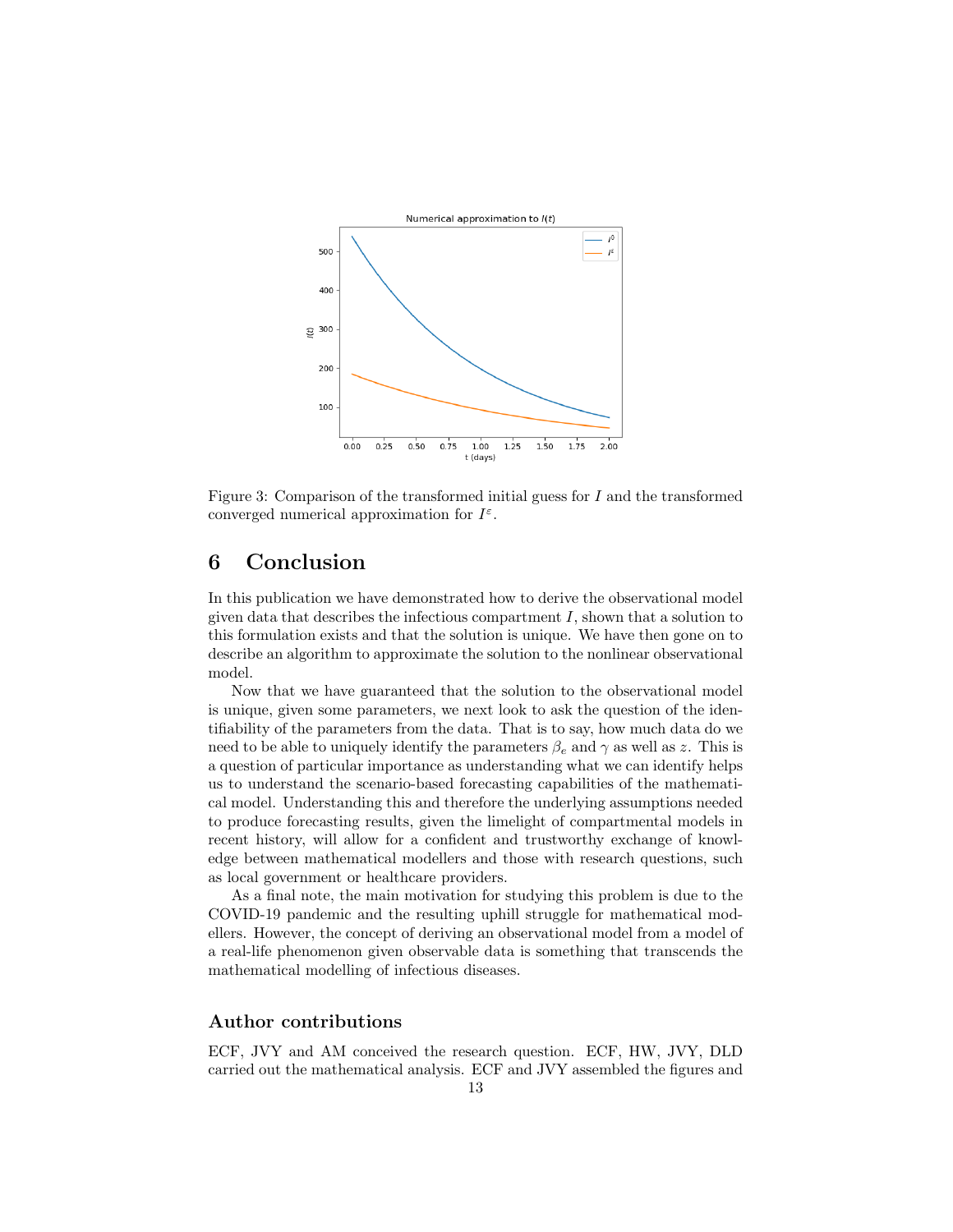Figure 3: Comparison of the transformed initial guess for $I$ and the transformed converged numerical approximation for $I^{\varepsilon}$.

## 6 Conclusion

In this publication we have demonstrated how to derive the observational model given data that describes the infectious compartment $I$, shown that a solution to this formulation exists and that the solution is unique. We have then gone on to describe an algorithm to approximate the solution to the nonlinear observational model.

Now that we have guaranteed that the solution to the observational model is unique, given some parameters, we next look to ask the question of the identifiability of the parameters from the data. That is to say, how much data do we need to be able to uniquely identify the parameters $\beta_e$ and $\gamma$ as well as $z$. This is a question of particular importance as understanding what we can identify helps us to understand the scenario-based forecasting capabilities of the mathematical model. Understanding this and therefore the underlying assumptions needed to produce forecasting results, given the limelight of compartmental models in recent history, will allow for a confident and trustworthy exchange of knowledge between mathematical modellers and those with research questions, such as local government or healthcare providers.

As a final note, the main motivation for studying this problem is due to the COVID-19 pandemic and the resulting uphill struggle for mathematical modellers. However, the concept of deriving an observational model from a model of a real-life phenomenon given observable data is something that transcends the mathematical modelling of infectious diseases.

### Author contributions

ECF, JVY and AM conceived the research question. ECF, HW, JVY, DLD carried out the mathematical analysis. ECF and JVY assembled the figures and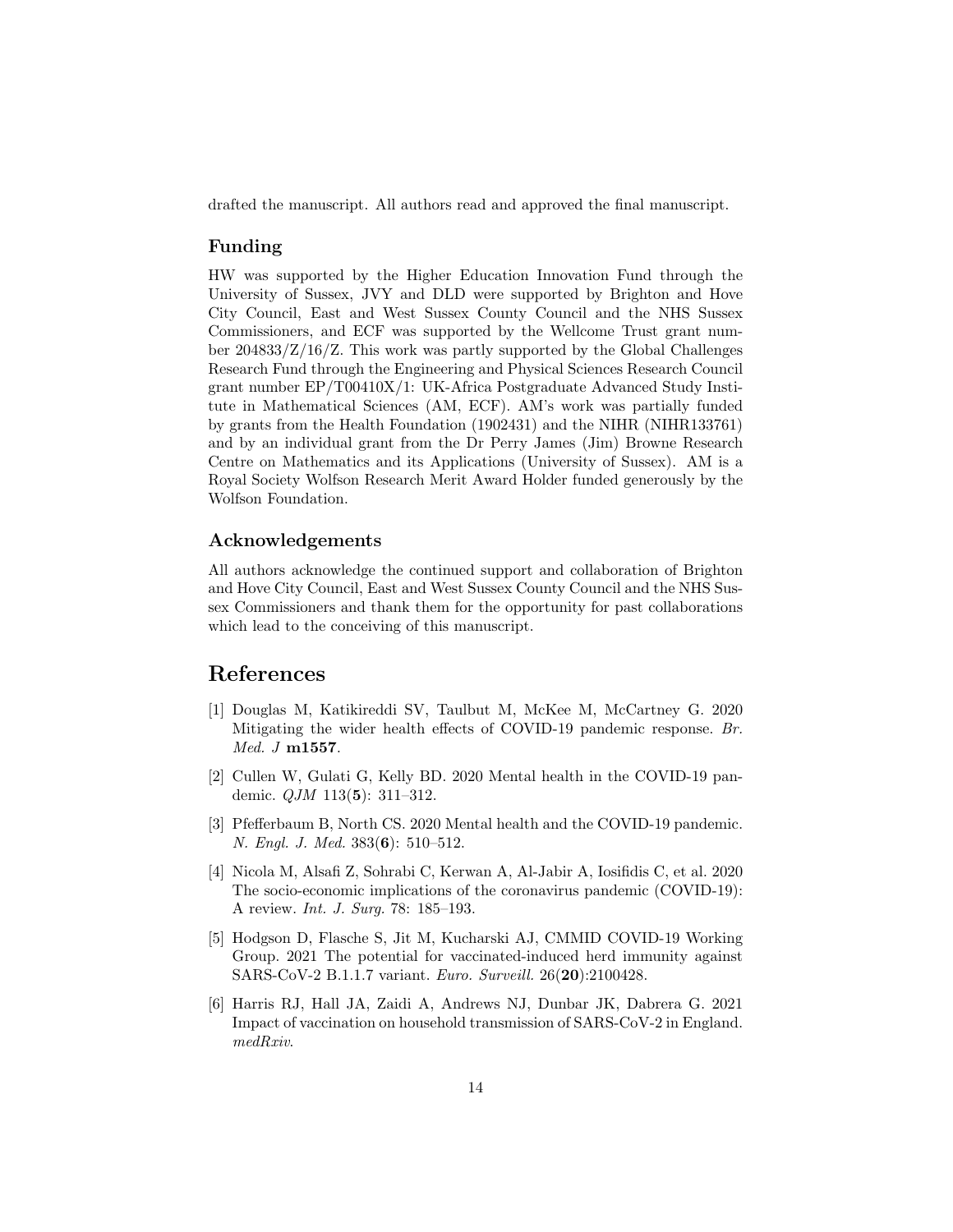drafted the manuscript. All authors read and approved the final manuscript.

### Funding

HW was supported by the Higher Education Innovation Fund through the University of Sussex, JVY and DLD were supported by Brighton and Hove City Council, East and West Sussex County Council and the NHS Sussex Commissioners, and ECF was supported by the Wellcome Trust grant number 204833/Z/16/Z. This work was partly supported by the Global Challenges Research Fund through the Engineering and Physical Sciences Research Council grant number EP/T00410X/1: UK-Africa Postgraduate Advanced Study Institute in Mathematical Sciences (AM, ECF). AM's work was partially funded by grants from the Health Foundation (1902431) and the NIHR (NIHR133761) and by an individual grant from the Dr Perry James (Jim) Browne Research Centre on Mathematics and its Applications (University of Sussex). AM is a Royal Society Wolfson Research Merit Award Holder funded generously by the Wolfson Foundation.

### Acknowledgements

All authors acknowledge the continued support and collaboration of Brighton and Hove City Council, East and West Sussex County Council and the NHS Sussex Commissioners and thank them for the opportunity for past collaborations which lead to the conceiving of this manuscript.

## References

[1] Douglas M, Katikireddi SV, Taulbut M, McKee M, McCartney G. 2020 Mitigating the wider health effects of COVID-19 pandemic response. *Br. Med. J* **m1557**.

[2] Cullen W, Gulati G, Kelly BD. 2020 Mental health in the COVID-19 pandemic. *QJM* 113(**5**): 311–312.

[3] Pfefferbaum B, North CS. 2020 Mental health and the COVID-19 pandemic. *N. Engl. J. Med.* 383(**6**): 510–512.

[4] Nicola M, Alsafi Z, Sohrabi C, Kerwan A, Al-Jabir A, Iosifidis C, et al. 2020 The socio-economic implications of the coronavirus pandemic (COVID-19): A review. *Int. J. Surg.* 78: 185–193.

[5] Hodgson D, Flasche S, Jit M, Kucharski AJ, CMMID COVID-19 Working Group. 2021 The potential for vaccinated-induced herd immunity against SARS-CoV-2 B.1.1.7 variant. *Euro. Surveill.* 26(**20**):2100428.

[6] Harris RJ, Hall JA, Zaidi A, Andrews NJ, Dunbar JK, Dabrera G. 2021 Impact of vaccination on household transmission of SARS-CoV-2 in England. *medRxiv*.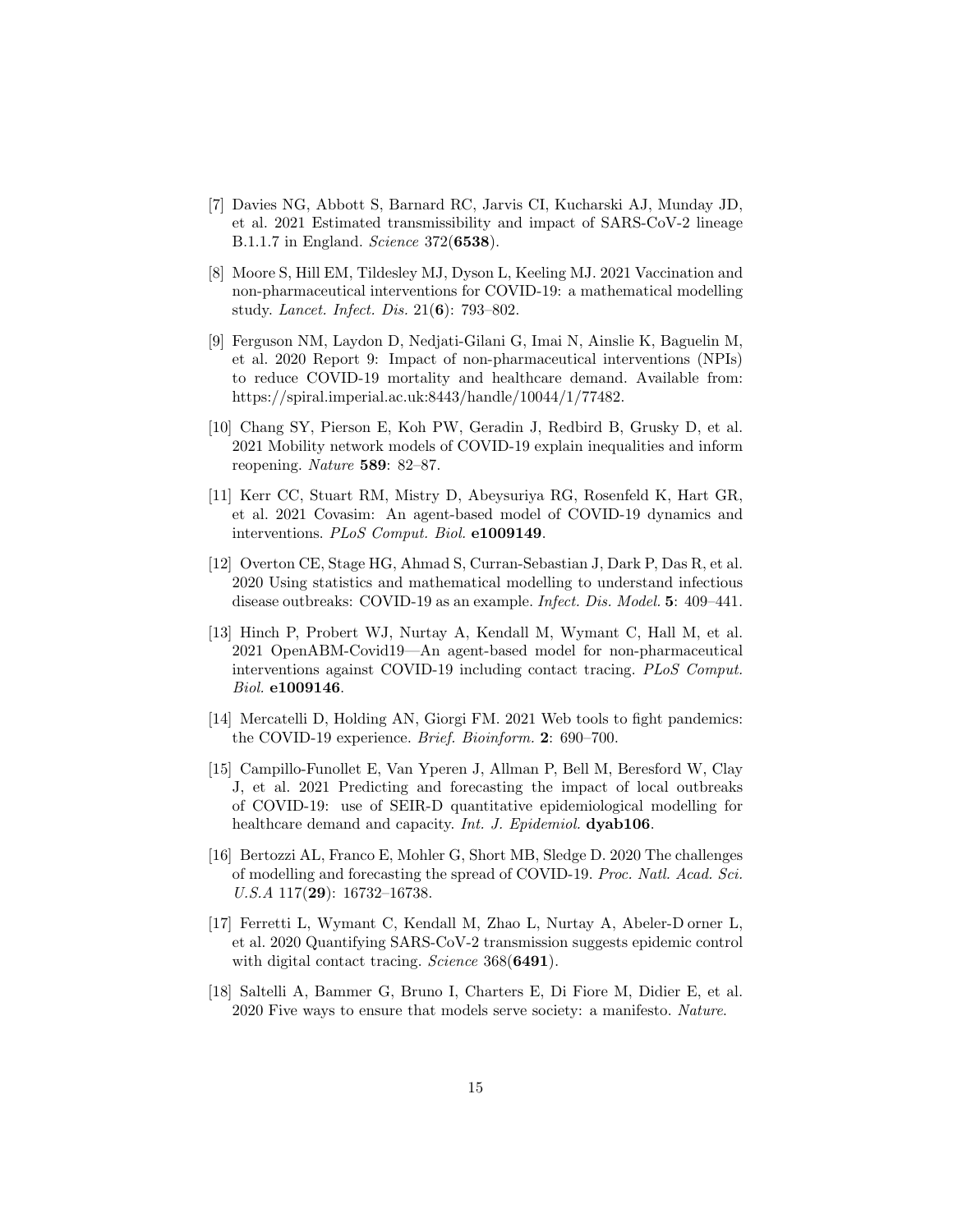[7] Davies NG, Abbott S, Barnard RC, Jarvis CI, Kucharski AJ, Munday JD, et al. 2021 Estimated transmissibility and impact of SARS-CoV-2 lineage B.1.1.7 in England. *Science* 372(**6538**).

[8] Moore S, Hill EM, Tildesley MJ, Dyson L, Keeling MJ. 2021 Vaccination and non-pharmaceutical interventions for COVID-19: a mathematical modelling study. *Lancet. Infect. Dis.* 21(**6**): 793–802.

[9] Ferguson NM, Laydon D, Nedjati-Gilani G, Imai N, Ainslie K, Baguelin M, et al. 2020 Report 9: Impact of non-pharmaceutical interventions (NPIs) to reduce COVID-19 mortality and healthcare demand. Available from: https://spiral.imperial.ac.uk:8443/handle/10044/1/77482.

[10] Chang SY, Pierson E, Koh PW, Geradin J, Redbird B, Grusky D, et al. 2021 Mobility network models of COVID-19 explain inequalities and inform reopening. *Nature* **589**: 82–87.

[11] Kerr CC, Stuart RM, Mistry D, Abeysuriya RG, Rosenfeld K, Hart GR, et al. 2021 Covasim: An agent-based model of COVID-19 dynamics and interventions. *PLoS Comput. Biol.* **e1009149**.

[12] Overton CE, Stage HG, Ahmad S, Curran-Sebastian J, Dark P, Das R, et al. 2020 Using statistics and mathematical modelling to understand infectious disease outbreaks: COVID-19 as an example. *Infect. Dis. Model.* **5**: 409–441.

[13] Hinch P, Probert WJ, Nurtay A, Kendall M, Wymant C, Hall M, et al. 2021 OpenABM-Covid19—An agent-based model for non-pharmaceutical interventions against COVID-19 including contact tracing. *PLoS Comput. Biol.* **e1009146**.

[14] Mercatelli D, Holding AN, Giorgi FM. 2021 Web tools to fight pandemics: the COVID-19 experience. *Brief. Bioinform.* **2**: 690–700.

[15] Campillo-Funollet E, Van Yperen J, Allman P, Bell M, Beresford W, Clay J, et al. 2021 Predicting and forecasting the impact of local outbreaks of COVID-19: use of SEIR-D quantitative epidemiological modelling for healthcare demand and capacity. *Int. J. Epidemiol.* **dyab106**.

[16] Bertozzi AL, Franco E, Mohler G, Short MB, Sledge D. 2020 The challenges of modelling and forecasting the spread of COVID-19. *Proc. Natl. Acad. Sci. U.S.A* 117(**29**): 16732–16738.

[17] Ferretti L, Wymant C, Kendall M, Zhao L, Nurtay A, Abeler-D orner L, et al. 2020 Quantifying SARS-CoV-2 transmission suggests epidemic control with digital contact tracing. *Science* 368(**6491**).

[18] Saltelli A, Bammer G, Bruno I, Charters E, Di Fiore M, Didier E, et al. 2020 Five ways to ensure that models serve society: a manifesto. *Nature*.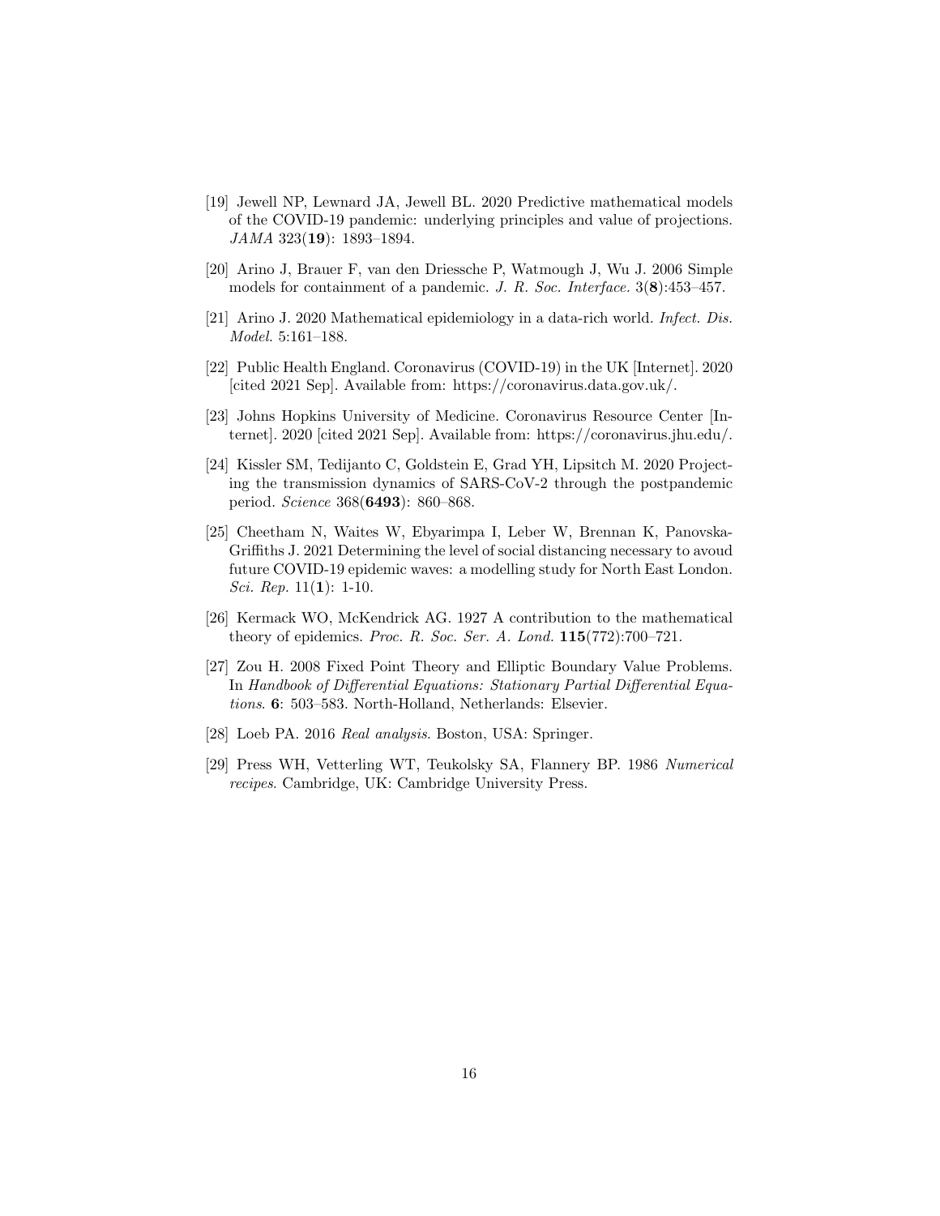[19] Jewell NP, Lewnard JA, Jewell BL. 2020 Predictive mathematical models of the COVID-19 pandemic: underlying principles and value of projections. *JAMA* 323(**19**): 1893–1894.

[20] Arino J, Brauer F, van den Driessche P, Watmough J, Wu J. 2006 Simple models for containment of a pandemic. *J. R. Soc. Interface.* 3(**8**):453–457.

[21] Arino J. 2020 Mathematical epidemiology in a data-rich world. *Infect. Dis. Model.* 5:161–188.

[22] Public Health England. Coronavirus (COVID-19) in the UK [Internet]. 2020 [cited 2021 Sep]. Available from: https://coronavirus.data.gov.uk/.

[23] Johns Hopkins University of Medicine. Coronavirus Resource Center [Internet]. 2020 [cited 2021 Sep]. Available from: https://coronavirus.jhu.edu/.

[24] Kissler SM, Tedijanto C, Goldstein E, Grad YH, Lipsitch M. 2020 Projecting the transmission dynamics of SARS-CoV-2 through the postpandemic period. *Science* 368(**6493**): 860–868.

[25] Cheetham N, Waites W, Ebyarimpa I, Leber W, Brennan K, Panovska-Griffiths J. 2021 Determining the level of social distancing necessary to avoud future COVID-19 epidemic waves: a modelling study for North East London. *Sci. Rep.* 11(**1**): 1-10.

[26] Kermack WO, McKendrick AG. 1927 A contribution to the mathematical theory of epidemics. *Proc. R. Soc. Ser. A. Lond.* **115**(772):700–721.

[27] Zou H. 2008 Fixed Point Theory and Elliptic Boundary Value Problems. In *Handbook of Differential Equations: Stationary Partial Differential Equations*. **6**: 503–583. North-Holland, Netherlands: Elsevier.

[28] Loeb PA. 2016 *Real analysis*. Boston, USA: Springer.

[29] Press WH, Vetterling WT, Teukolsky SA, Flannery BP. 1986 *Numerical recipes*. Cambridge, UK: Cambridge University Press.